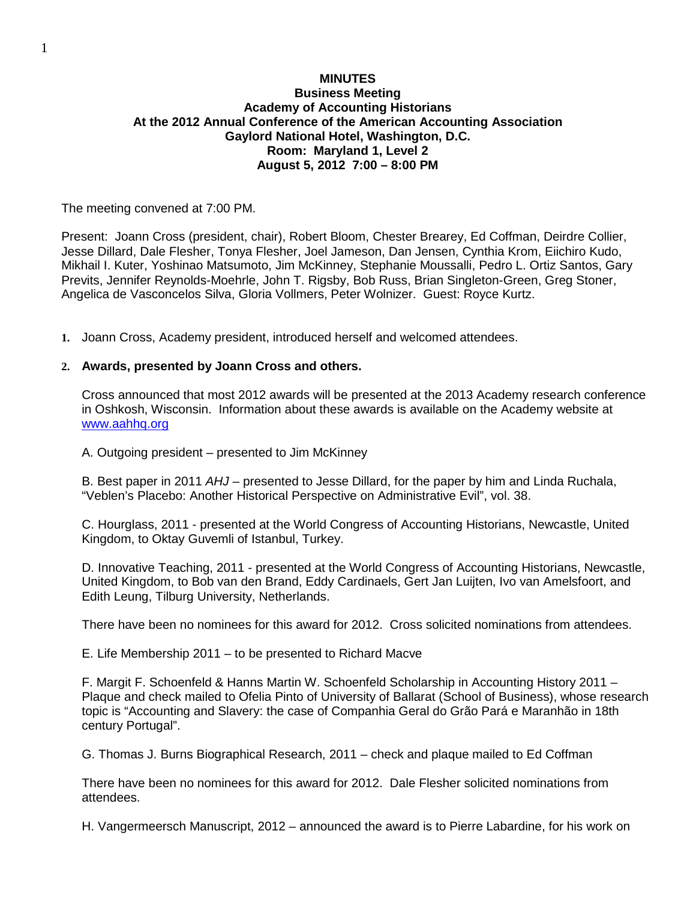**MINUTES**
**Business Meeting**
**Academy of Accounting Historians**
**At the 2012 Annual Conference of the American Accounting Association**
**Gaylord National Hotel, Washington, D.C.**
**Room: Maryland 1, Level 2**
**August 5, 2012 7:00 – 8:00 PM**

The meeting convened at 7:00 PM.

Present: Joann Cross (president, chair), Robert Bloom, Chester Brearey, Ed Coffman, Deirdre Collier, Jesse Dillard, Dale Flesher, Tonya Flesher, Joel Jameson, Dan Jensen, Cynthia Krom, Eiichiro Kudo, Mikhail I. Kuter, Yoshinao Matsumoto, Jim McKinney, Stephanie Moussalli, Pedro L. Ortiz Santos, Gary Previts, Jennifer Reynolds-Moehrle, John T. Rigsby, Bob Russ, Brian Singleton-Green, Greg Stoner, Angelica de Vasconcelos Silva, Gloria Vollmers, Peter Wolnizer. Guest: Royce Kurtz.

1. Joann Cross, Academy president, introduced herself and welcomed attendees.

2. **Awards, presented by Joann Cross and others.**

   Cross announced that most 2012 awards will be presented at the 2013 Academy research conference in Oshkosh, Wisconsin. Information about these awards is available on the Academy website at www.aahhq.org

   A. Outgoing president – presented to Jim McKinney

   B. Best paper in 2011 *AHJ* – presented to Jesse Dillard, for the paper by him and Linda Ruchala, "Veblen's Placebo: Another Historical Perspective on Administrative Evil", vol. 38.

   C. Hourglass, 2011 - presented at the World Congress of Accounting Historians, Newcastle, United Kingdom, to Oktay Guvemli of Istanbul, Turkey.

   D. Innovative Teaching, 2011 - presented at the World Congress of Accounting Historians, Newcastle, United Kingdom, to Bob van den Brand, Eddy Cardinaels, Gert Jan Luijten, Ivo van Amelsfoort, and Edith Leung, Tilburg University, Netherlands.

   There have been no nominees for this award for 2012. Cross solicited nominations from attendees.

   E. Life Membership 2011 – to be presented to Richard Macve

   F. Margit F. Schoenfeld & Hanns Martin W. Schoenfeld Scholarship in Accounting History 2011 – Plaque and check mailed to Ofelia Pinto of University of Ballarat (School of Business), whose research topic is "Accounting and Slavery: the case of Companhia Geral do Grão Pará e Maranhão in 18th century Portugal".

   G. Thomas J. Burns Biographical Research, 2011 – check and plaque mailed to Ed Coffman

   There have been no nominees for this award for 2012. Dale Flesher solicited nominations from attendees.

   H. Vangermeersch Manuscript, 2012 – announced the award is to Pierre Labardine, for his work on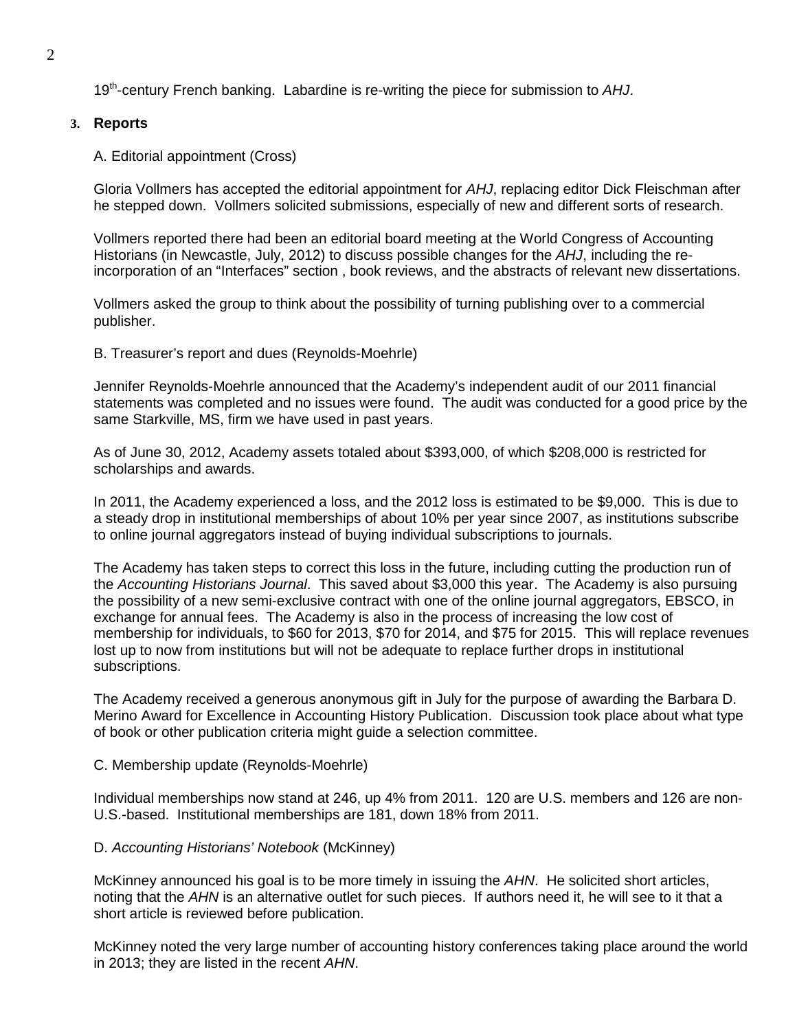19th-century French banking. Labardine is re-writing the piece for submission to *AHJ*.

**3. Reports**

A. Editorial appointment (Cross)

Gloria Vollmers has accepted the editorial appointment for *AHJ*, replacing editor Dick Fleischman after he stepped down. Vollmers solicited submissions, especially of new and different sorts of research.

Vollmers reported there had been an editorial board meeting at the World Congress of Accounting Historians (in Newcastle, July, 2012) to discuss possible changes for the *AHJ*, including the re-incorporation of an "Interfaces" section , book reviews, and the abstracts of relevant new dissertations.

Vollmers asked the group to think about the possibility of turning publishing over to a commercial publisher.

B. Treasurer's report and dues (Reynolds-Moehrle)

Jennifer Reynolds-Moehrle announced that the Academy's independent audit of our 2011 financial statements was completed and no issues were found. The audit was conducted for a good price by the same Starkville, MS, firm we have used in past years.

As of June 30, 2012, Academy assets totaled about $393,000, of which $208,000 is restricted for scholarships and awards.

In 2011, the Academy experienced a loss, and the 2012 loss is estimated to be $9,000. This is due to a steady drop in institutional memberships of about 10% per year since 2007, as institutions subscribe to online journal aggregators instead of buying individual subscriptions to journals.

The Academy has taken steps to correct this loss in the future, including cutting the production run of the *Accounting Historians Journal*. This saved about $3,000 this year. The Academy is also pursuing the possibility of a new semi-exclusive contract with one of the online journal aggregators, EBSCO, in exchange for annual fees. The Academy is also in the process of increasing the low cost of membership for individuals, to $60 for 2013, $70 for 2014, and $75 for 2015. This will replace revenues lost up to now from institutions but will not be adequate to replace further drops in institutional subscriptions.

The Academy received a generous anonymous gift in July for the purpose of awarding the Barbara D. Merino Award for Excellence in Accounting History Publication. Discussion took place about what type of book or other publication criteria might guide a selection committee.

C. Membership update (Reynolds-Moehrle)

Individual memberships now stand at 246, up 4% from 2011. 120 are U.S. members and 126 are non-U.S.-based. Institutional memberships are 181, down 18% from 2011.

D. *Accounting Historians' Notebook* (McKinney)

McKinney announced his goal is to be more timely in issuing the *AHN*. He solicited short articles, noting that the *AHN* is an alternative outlet for such pieces. If authors need it, he will see to it that a short article is reviewed before publication.

McKinney noted the very large number of accounting history conferences taking place around the world in 2013; they are listed in the recent *AHN*.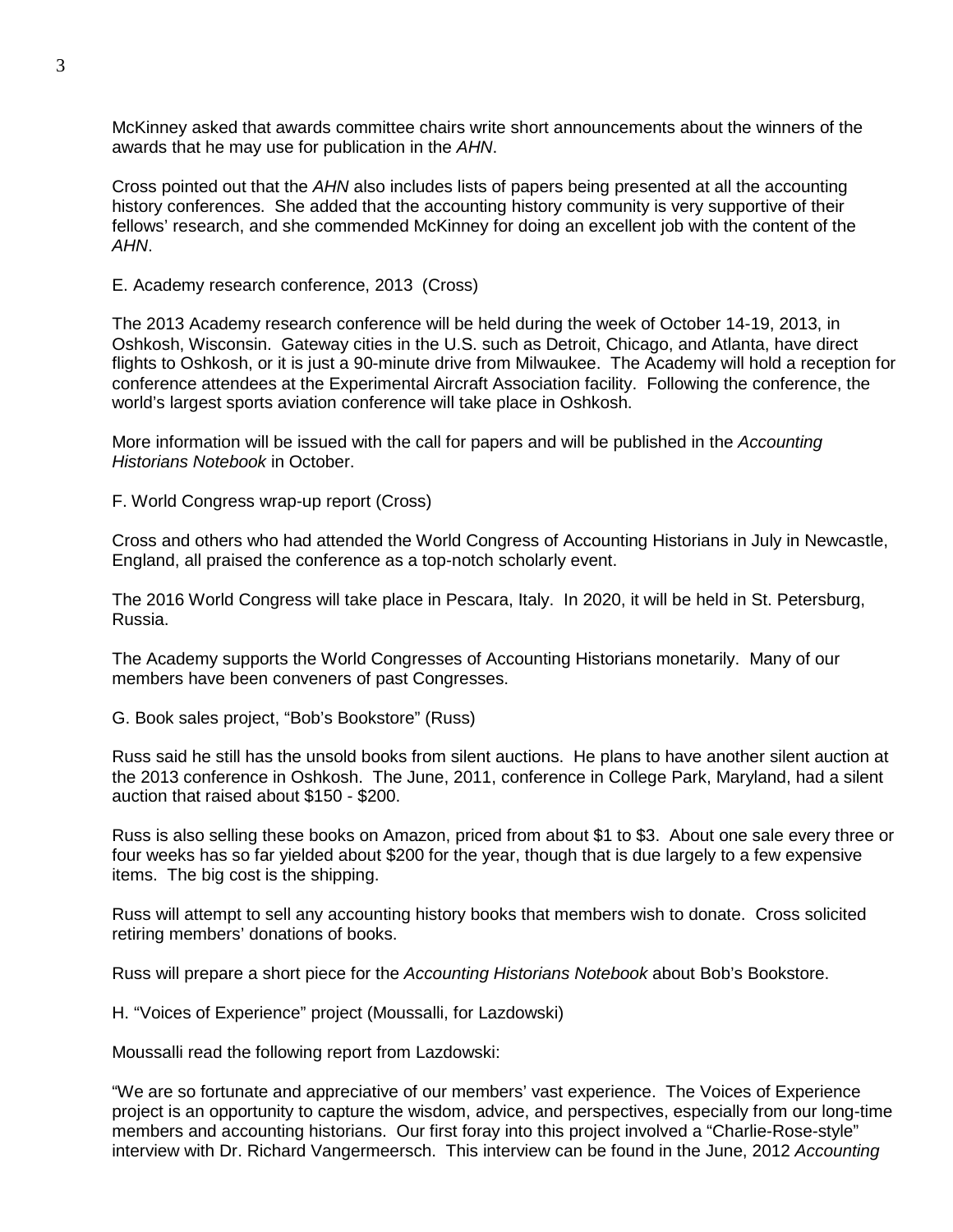McKinney asked that awards committee chairs write short announcements about the winners of the awards that he may use for publication in the *AHN*.

Cross pointed out that the *AHN* also includes lists of papers being presented at all the accounting history conferences. She added that the accounting history community is very supportive of their fellows' research, and she commended McKinney for doing an excellent job with the content of the *AHN*.

E. Academy research conference, 2013 (Cross)

The 2013 Academy research conference will be held during the week of October 14-19, 2013, in Oshkosh, Wisconsin. Gateway cities in the U.S. such as Detroit, Chicago, and Atlanta, have direct flights to Oshkosh, or it is just a 90-minute drive from Milwaukee. The Academy will hold a reception for conference attendees at the Experimental Aircraft Association facility. Following the conference, the world's largest sports aviation conference will take place in Oshkosh.

More information will be issued with the call for papers and will be published in the *Accounting Historians Notebook* in October.

F. World Congress wrap-up report (Cross)

Cross and others who had attended the World Congress of Accounting Historians in July in Newcastle, England, all praised the conference as a top-notch scholarly event.

The 2016 World Congress will take place in Pescara, Italy. In 2020, it will be held in St. Petersburg, Russia.

The Academy supports the World Congresses of Accounting Historians monetarily. Many of our members have been conveners of past Congresses.

G. Book sales project, "Bob's Bookstore" (Russ)

Russ said he still has the unsold books from silent auctions. He plans to have another silent auction at the 2013 conference in Oshkosh. The June, 2011, conference in College Park, Maryland, had a silent auction that raised about $150 - $200.

Russ is also selling these books on Amazon, priced from about $1 to $3. About one sale every three or four weeks has so far yielded about $200 for the year, though that is due largely to a few expensive items. The big cost is the shipping.

Russ will attempt to sell any accounting history books that members wish to donate. Cross solicited retiring members' donations of books.

Russ will prepare a short piece for the *Accounting Historians Notebook* about Bob's Bookstore.

H. "Voices of Experience" project (Moussalli, for Lazdowski)

Moussalli read the following report from Lazdowski:

"We are so fortunate and appreciative of our members' vast experience. The Voices of Experience project is an opportunity to capture the wisdom, advice, and perspectives, especially from our long-time members and accounting historians. Our first foray into this project involved a "Charlie-Rose-style" interview with Dr. Richard Vangermeersch. This interview can be found in the June, 2012 *Accounting*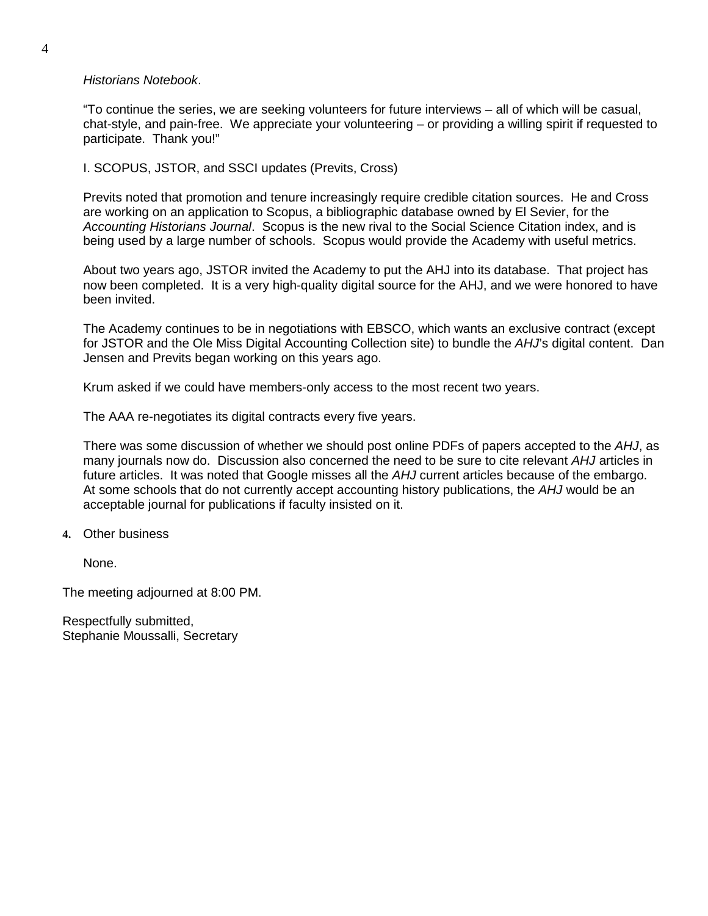*Historians Notebook*.

"To continue the series, we are seeking volunteers for future interviews – all of which will be casual, chat-style, and pain-free. We appreciate your volunteering – or providing a willing spirit if requested to participate. Thank you!"

I. SCOPUS, JSTOR, and SSCI updates (Previts, Cross)

Previts noted that promotion and tenure increasingly require credible citation sources. He and Cross are working on an application to Scopus, a bibliographic database owned by El Sevier, for the *Accounting Historians Journal*. Scopus is the new rival to the Social Science Citation index, and is being used by a large number of schools. Scopus would provide the Academy with useful metrics.

About two years ago, JSTOR invited the Academy to put the AHJ into its database. That project has now been completed. It is a very high-quality digital source for the AHJ, and we were honored to have been invited.

The Academy continues to be in negotiations with EBSCO, which wants an exclusive contract (except for JSTOR and the Ole Miss Digital Accounting Collection site) to bundle the *AHJ*'s digital content. Dan Jensen and Previts began working on this years ago.

Krum asked if we could have members-only access to the most recent two years.

The AAA re-negotiates its digital contracts every five years.

There was some discussion of whether we should post online PDFs of papers accepted to the *AHJ*, as many journals now do. Discussion also concerned the need to be sure to cite relevant *AHJ* articles in future articles. It was noted that Google misses all the *AHJ* current articles because of the embargo. At some schools that do not currently accept accounting history publications, the *AHJ* would be an acceptable journal for publications if faculty insisted on it.

**4.** Other business

None.

The meeting adjourned at 8:00 PM.

Respectfully submitted,
Stephanie Moussalli, Secretary